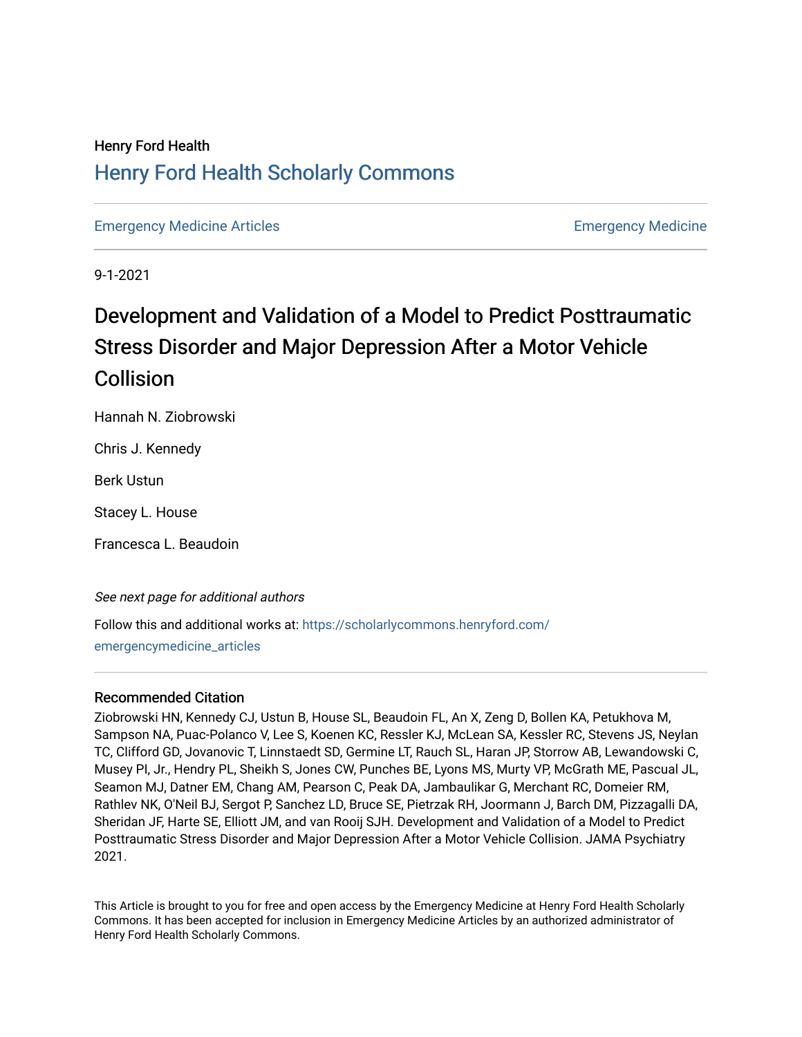Henry Ford Health

# Henry Ford Health Scholarly Commons

Emergency Medicine Articles — Emergency Medicine

9-1-2021

# Development and Validation of a Model to Predict Posttraumatic Stress Disorder and Major Depression After a Motor Vehicle Collision

Hannah N. Ziobrowski

Chris J. Kennedy

Berk Ustun

Stacey L. House

Francesca L. Beaudoin

*See next page for additional authors*

Follow this and additional works at: https://scholarlycommons.henryford.com/emergencymedicine_articles

## Recommended Citation

Ziobrowski HN, Kennedy CJ, Ustun B, House SL, Beaudoin FL, An X, Zeng D, Bollen KA, Petukhova M, Sampson NA, Puac-Polanco V, Lee S, Koenen KC, Ressler KJ, McLean SA, Kessler RC, Stevens JS, Neylan TC, Clifford GD, Jovanovic T, Linnstaedt SD, Germine LT, Rauch SL, Haran JP, Storrow AB, Lewandowski C, Musey PI, Jr., Hendry PL, Sheikh S, Jones CW, Punches BE, Lyons MS, Murty VP, McGrath ME, Pascual JL, Seamon MJ, Datner EM, Chang AM, Pearson C, Peak DA, Jambaulikar G, Merchant RC, Domeier RM, Rathlev NK, O'Neil BJ, Sergot P, Sanchez LD, Bruce SE, Pietrzak RH, Joormann J, Barch DM, Pizzagalli DA, Sheridan JF, Harte SE, Elliott JM, and van Rooij SJH. Development and Validation of a Model to Predict Posttraumatic Stress Disorder and Major Depression After a Motor Vehicle Collision. JAMA Psychiatry 2021.

This Article is brought to you for free and open access by the Emergency Medicine at Henry Ford Health Scholarly Commons. It has been accepted for inclusion in Emergency Medicine Articles by an authorized administrator of Henry Ford Health Scholarly Commons.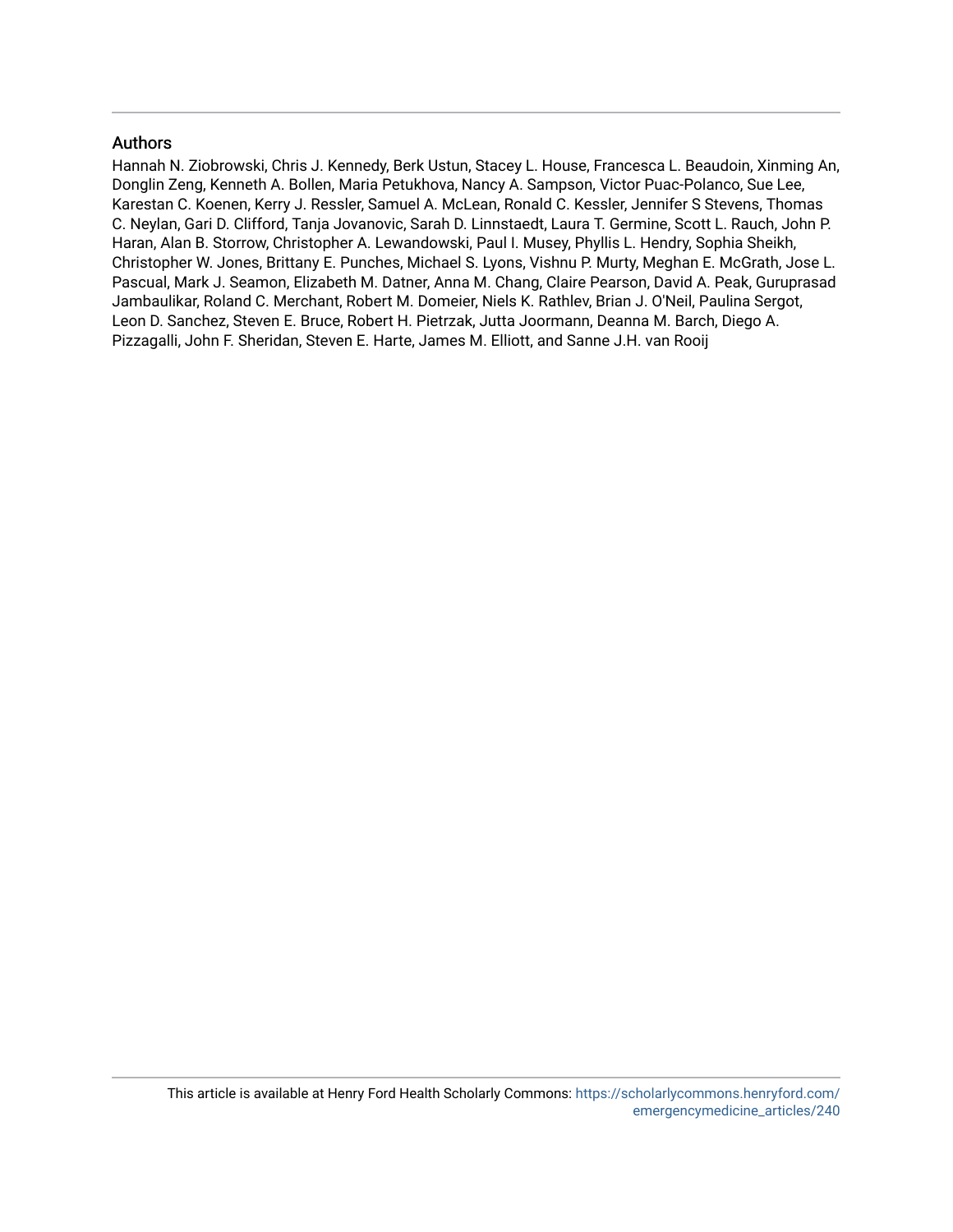## Authors

Hannah N. Ziobrowski, Chris J. Kennedy, Berk Ustun, Stacey L. House, Francesca L. Beaudoin, Xinming An, Donglin Zeng, Kenneth A. Bollen, Maria Petukhova, Nancy A. Sampson, Victor Puac-Polanco, Sue Lee, Karestan C. Koenen, Kerry J. Ressler, Samuel A. McLean, Ronald C. Kessler, Jennifer S Stevens, Thomas C. Neylan, Gari D. Clifford, Tanja Jovanovic, Sarah D. Linnstaedt, Laura T. Germine, Scott L. Rauch, John P. Haran, Alan B. Storrow, Christopher A. Lewandowski, Paul I. Musey, Phyllis L. Hendry, Sophia Sheikh, Christopher W. Jones, Brittany E. Punches, Michael S. Lyons, Vishnu P. Murty, Meghan E. McGrath, Jose L. Pascual, Mark J. Seamon, Elizabeth M. Datner, Anna M. Chang, Claire Pearson, David A. Peak, Guruprasad Jambaulikar, Roland C. Merchant, Robert M. Domeier, Niels K. Rathlev, Brian J. O'Neil, Paulina Sergot, Leon D. Sanchez, Steven E. Bruce, Robert H. Pietrzak, Jutta Joormann, Deanna M. Barch, Diego A. Pizzagalli, John F. Sheridan, Steven E. Harte, James M. Elliott, and Sanne J.H. van Rooij

This article is available at Henry Ford Health Scholarly Commons: https://scholarlycommons.henryford.com/emergencymedicine_articles/240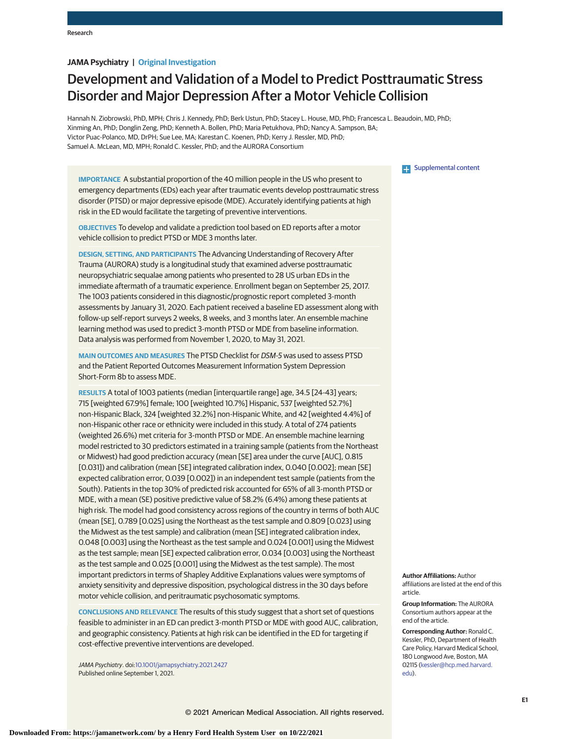JAMA Psychiatry | Original Investigation

# Development and Validation of a Model to Predict Posttraumatic Stress Disorder and Major Depression After a Motor Vehicle Collision

Hannah N. Ziobrowski, PhD, MPH; Chris J. Kennedy, PhD; Berk Ustun, PhD; Stacey L. House, MD, PhD; Francesca L. Beaudoin, MD, PhD; Xinming An, PhD; Donglin Zeng, PhD; Kenneth A. Bollen, PhD; Maria Petukhova, PhD; Nancy A. Sampson, BA; Victor Puac-Polanco, MD, DrPH; Sue Lee, MA; Karestan C. Koenen, PhD; Kerry J. Ressler, MD, PhD; Samuel A. McLean, MD, MPH; Ronald C. Kessler, PhD; and the AURORA Consortium

Supplemental content

**IMPORTANCE** A substantial proportion of the 40 million people in the US who present to emergency departments (EDs) each year after traumatic events develop posttraumatic stress disorder (PTSD) or major depressive episode (MDE). Accurately identifying patients at high risk in the ED would facilitate the targeting of preventive interventions.

**OBJECTIVES** To develop and validate a prediction tool based on ED reports after a motor vehicle collision to predict PTSD or MDE 3 months later.

**DESIGN, SETTING, AND PARTICIPANTS** The Advancing Understanding of Recovery After Trauma (AURORA) study is a longitudinal study that examined adverse posttraumatic neuropsychiatric sequalae among patients who presented to 28 US urban EDs in the immediate aftermath of a traumatic experience. Enrollment began on September 25, 2017. The 1003 patients considered in this diagnostic/prognostic report completed 3-month assessments by January 31, 2020. Each patient received a baseline ED assessment along with follow-up self-report surveys 2 weeks, 8 weeks, and 3 months later. An ensemble machine learning method was used to predict 3-month PTSD or MDE from baseline information. Data analysis was performed from November 1, 2020, to May 31, 2021.

**MAIN OUTCOMES AND MEASURES** The PTSD Checklist for *DSM-5* was used to assess PTSD and the Patient Reported Outcomes Measurement Information System Depression Short-Form 8b to assess MDE.

**RESULTS** A total of 1003 patients (median [interquartile range] age, 34.5 [24-43] years; 715 [weighted 67.9%] female; 100 [weighted 10.7%] Hispanic, 537 [weighted 52.7%] non-Hispanic Black, 324 [weighted 32.2%] non-Hispanic White, and 42 [weighted 4.4%] of non-Hispanic other race or ethnicity were included in this study. A total of 274 patients (weighted 26.6%) met criteria for 3-month PTSD or MDE. An ensemble machine learning model restricted to 30 predictors estimated in a training sample (patients from the Northeast or Midwest) had good prediction accuracy (mean [SE] area under the curve [AUC], 0.815 [0.031]) and calibration (mean [SE] integrated calibration index, 0.040 [0.002]; mean [SE] expected calibration error, 0.039 [0.002]) in an independent test sample (patients from the South). Patients in the top 30% of predicted risk accounted for 65% of all 3-month PTSD or MDE, with a mean (SE) positive predictive value of 58.2% (6.4%) among these patients at high risk. The model had good consistency across regions of the country in terms of both AUC (mean [SE], 0.789 [0.025] using the Northeast as the test sample and 0.809 [0.023] using the Midwest as the test sample) and calibration (mean [SE] integrated calibration index, 0.048 [0.003] using the Northeast as the test sample and 0.024 [0.001] using the Midwest as the test sample; mean [SE] expected calibration error, 0.034 [0.003] using the Northeast as the test sample and 0.025 [0.001] using the Midwest as the test sample). The most important predictors in terms of Shapley Additive Explanations values were symptoms of anxiety sensitivity and depressive disposition, psychological distress in the 30 days before motor vehicle collision, and peritraumatic psychosomatic symptoms.

**CONCLUSIONS AND RELEVANCE** The results of this study suggest that a short set of questions feasible to administer in an ED can predict 3-month PTSD or MDE with good AUC, calibration, and geographic consistency. Patients at high risk can be identified in the ED for targeting if cost-effective preventive interventions are developed.

*JAMA Psychiatry*. doi:10.1001/jamapsychiatry.2021.2427
Published online September 1, 2021.

**Author Affiliations:** Author affiliations are listed at the end of this article.

**Group Information:** The AURORA Consortium authors appear at the end of the article.

**Corresponding Author:** Ronald C. Kessler, PhD, Department of Health Care Policy, Harvard Medical School, 180 Longwood Ave, Boston, MA 02115 (kessler@hcp.med.harvard.edu).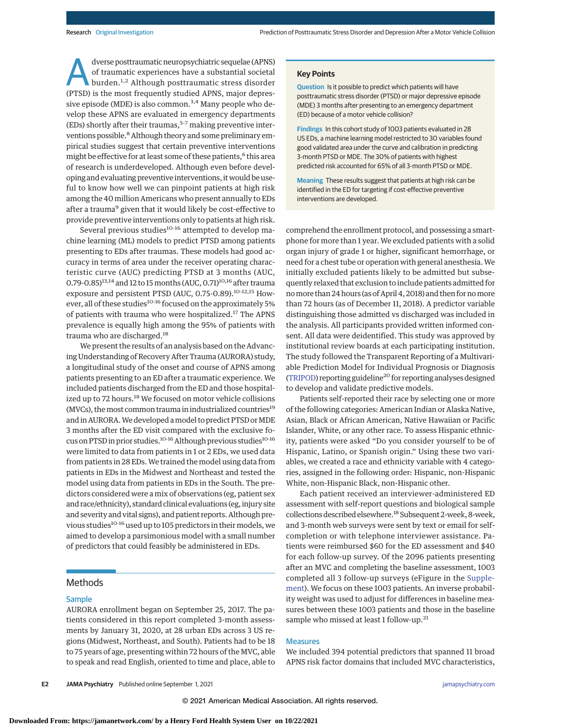Adverse posttraumatic neuropsychiatric sequelae (APNS) of traumatic experiences have a substantial societal burden.[1,2] Although posttraumatic stress disorder (PTSD) is the most frequently studied APNS, major depressive episode (MDE) is also common.[3,4] Many people who develop these APNS are evaluated in emergency departments (EDs) shortly after their traumas,[5-7] making preventive interventions possible.[8] Although theory and some preliminary empirical studies suggest that certain preventive interventions might be effective for at least some of these patients,[6] this area of research is underdeveloped. Although even before developing and evaluating preventive interventions, it would be useful to know how well we can pinpoint patients at high risk among the 40 million Americans who present annually to EDs after a trauma[9] given that it would likely be cost-effective to provide preventive interventions only to patients at high risk.

Several previous studies[10-16] attempted to develop machine learning (ML) models to predict PTSD among patients presenting to EDs after traumas. These models had good accuracy in terms of area under the receiver operating characteristic curve (AUC) predicting PTSD at 3 months (AUC, 0.79-0.85)[13,14] and 12 to 15 months (AUC, 0.71)[10,16] after trauma exposure and persistent PTSD (AUC, 0.75-0.89).[10-12,15] However, all of these studies[10-16] focused on the approximately 5% of patients with trauma who were hospitalized.[17] The APNS prevalence is equally high among the 95% of patients with trauma who are discharged.[18]

We present the results of an analysis based on the Advancing Understanding of Recovery After Trauma (AURORA) study, a longitudinal study of the onset and course of APNS among patients presenting to an ED after a traumatic experience. We included patients discharged from the ED and those hospitalized up to 72 hours.[18] We focused on motor vehicle collisions (MVCs), the most common trauma in industrialized countries[19] and in AURORA. We developed a model to predict PTSD or MDE 3 months after the ED visit compared with the exclusive focus on PTSD in prior studies.[10-16] Although previous studies[10-16] were limited to data from patients in 1 or 2 EDs, we used data from patients in 28 EDs. We trained the model using data from patients in EDs in the Midwest and Northeast and tested the model using data from patients in EDs in the South. The predictors considered were a mix of observations (eg, patient sex and race/ethnicity), standard clinical evaluations (eg, injury site and severity and vital signs), and patient reports. Although previous studies[10-16] used up to 105 predictors in their models, we aimed to develop a parsimonious model with a small number of predictors that could feasibly be administered in EDs.

## Key Points

**Question** Is it possible to predict which patients will have posttraumatic stress disorder (PTSD) or major depressive episode (MDE) 3 months after presenting to an emergency department (ED) because of a motor vehicle collision?

**Findings** In this cohort study of 1003 patients evaluated in 28 US EDs, a machine learning model restricted to 30 variables found good validated area under the curve and calibration in predicting 3-month PTSD or MDE. The 30% of patients with highest predicted risk accounted for 65% of all 3-month PTSD or MDE.

**Meaning** These results suggest that patients at high risk can be identified in the ED for targeting if cost-effective preventive interventions are developed.

## Methods

### Sample

AURORA enrollment began on September 25, 2017. The patients considered in this report completed 3-month assessments by January 31, 2020, at 28 urban EDs across 3 US regions (Midwest, Northeast, and South). Patients had to be 18 to 75 years of age, presenting within 72 hours of the MVC, able to speak and read English, oriented to time and place, able to comprehend the enrollment protocol, and possessing a smartphone for more than 1 year. We excluded patients with a solid organ injury of grade 1 or higher, significant hemorrhage, or need for a chest tube or operation with general anesthesia. We initially excluded patients likely to be admitted but subsequently relaxed that exclusion to include patients admitted for no more than 24 hours (as of April 4, 2018) and then for no more than 72 hours (as of December 11, 2018). A predictor variable distinguishing those admitted vs discharged was included in the analysis. All participants provided written informed consent. All data were deidentified. This study was approved by institutional review boards at each participating institution. The study followed the Transparent Reporting of a Multivariable Prediction Model for Individual Prognosis or Diagnosis (TRIPOD) reporting guideline[20] for reporting analyses designed to develop and validate predictive models.

Patients self-reported their race by selecting one or more of the following categories: American Indian or Alaska Native, Asian, Black or African American, Native Hawaiian or Pacific Islander, White, or any other race. To assess Hispanic ethnicity, patients were asked "Do you consider yourself to be of Hispanic, Latino, or Spanish origin." Using these two variables, we created a race and ethnicity variable with 4 categories, assigned in the following order: Hispanic, non-Hispanic White, non-Hispanic Black, non-Hispanic other.

Each patient received an interviewer-administered ED assessment with self-report questions and biological sample collections described elsewhere.[18] Subsequent 2-week, 8-week, and 3-month web surveys were sent by text or email for self-completion or with telephone interviewer assistance. Patients were reimbursed $60 for the ED assessment and $40 for each follow-up survey. Of the 2096 patients presenting after an MVC and completing the baseline assessment, 1003 completed all 3 follow-up surveys (eFigure in the Supplement). We focus on these 1003 patients. An inverse probability weight was used to adjust for differences in baseline measures between these 1003 patients and those in the baseline sample who missed at least 1 follow-up.[21]

### Measures

We included 394 potential predictors that spanned 11 broad APNS risk factor domains that included MVC characteristics,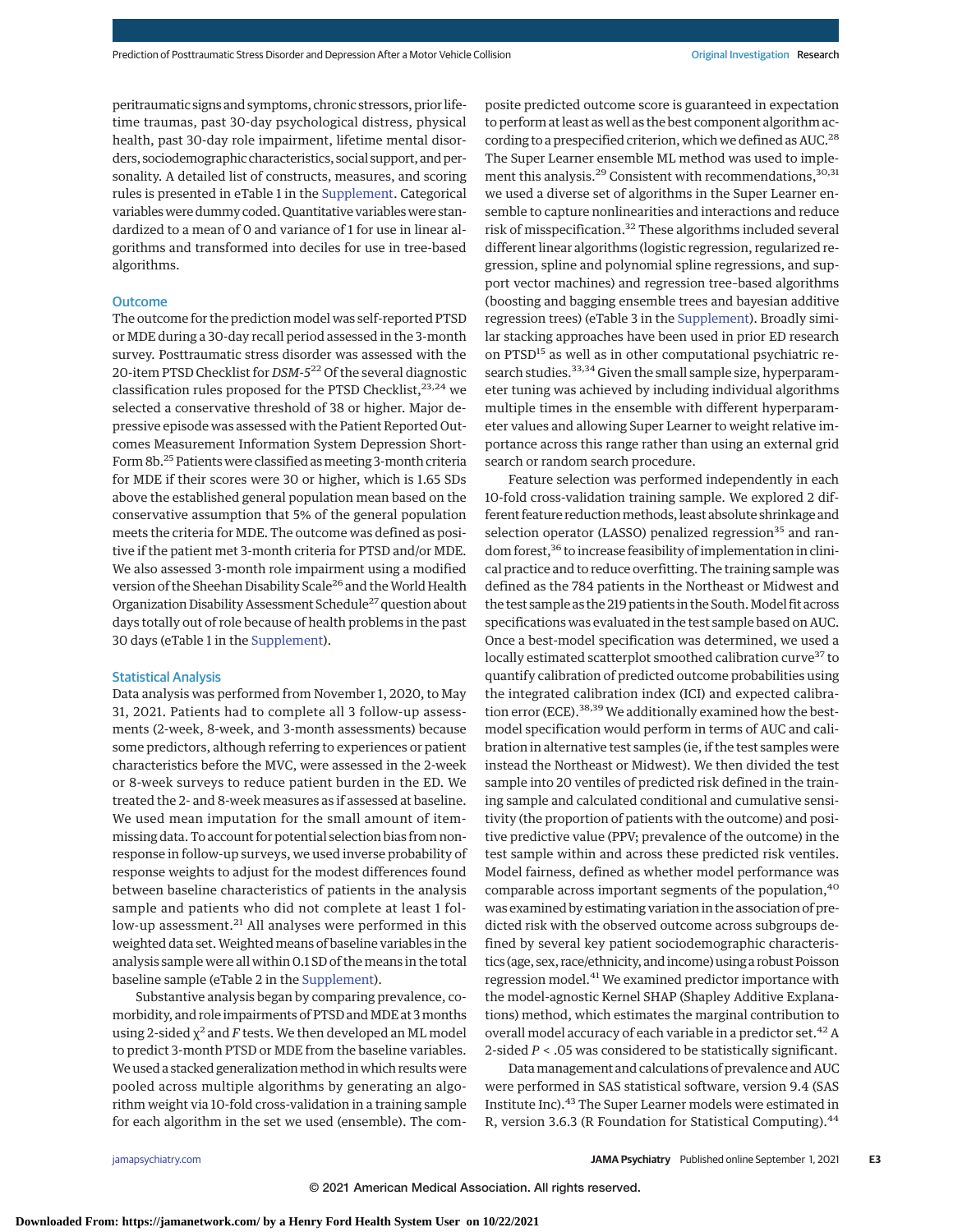peritraumatic signs and symptoms, chronic stressors, prior lifetime traumas, past 30-day psychological distress, physical health, past 30-day role impairment, lifetime mental disorders, sociodemographic characteristics, social support, and personality. A detailed list of constructs, measures, and scoring rules is presented in eTable 1 in the Supplement. Categorical variables were dummy coded. Quantitative variables were standardized to a mean of 0 and variance of 1 for use in linear algorithms and transformed into deciles for use in tree-based algorithms.

### Outcome

The outcome for the prediction model was self-reported PTSD or MDE during a 30-day recall period assessed in the 3-month survey. Posttraumatic stress disorder was assessed with the 20-item PTSD Checklist for *DSM-5*[22] Of the several diagnostic classification rules proposed for the PTSD Checklist,[23,24] we selected a conservative threshold of 38 or higher. Major depressive episode was assessed with the Patient Reported Outcomes Measurement Information System Depression Short-Form 8b.[25] Patients were classified as meeting 3-month criteria for MDE if their scores were 30 or higher, which is 1.65 SDs above the established general population mean based on the conservative assumption that 5% of the general population meets the criteria for MDE. The outcome was defined as positive if the patient met 3-month criteria for PTSD and/or MDE. We also assessed 3-month role impairment using a modified version of the Sheehan Disability Scale[26] and the World Health Organization Disability Assessment Schedule[27] question about days totally out of role because of health problems in the past 30 days (eTable 1 in the Supplement).

### Statistical Analysis

Data analysis was performed from November 1, 2020, to May 31, 2021. Patients had to complete all 3 follow-up assessments (2-week, 8-week, and 3-month assessments) because some predictors, although referring to experiences or patient characteristics before the MVC, were assessed in the 2-week or 8-week surveys to reduce patient burden in the ED. We treated the 2- and 8-week measures as if assessed at baseline. We used mean imputation for the small amount of item-missing data. To account for potential selection bias from nonresponse in follow-up surveys, we used inverse probability of response weights to adjust for the modest differences found between baseline characteristics of patients in the analysis sample and patients who did not complete at least 1 follow-up assessment.[21] All analyses were performed in this weighted data set. Weighted means of baseline variables in the analysis sample were all within 0.1 SD of the means in the total baseline sample (eTable 2 in the Supplement).

Substantive analysis began by comparing prevalence, comorbidity, and role impairments of PTSD and MDE at 3 months using 2-sided $\chi^2$ and $F$ tests. We then developed an ML model to predict 3-month PTSD or MDE from the baseline variables. We used a stacked generalization method in which results were pooled across multiple algorithms by generating an algorithm weight via 10-fold cross-validation in a training sample for each algorithm in the set we used (ensemble). The composite predicted outcome score is guaranteed in expectation to perform at least as well as the best component algorithm according to a prespecified criterion, which we defined as AUC.[28] The Super Learner ensemble ML method was used to implement this analysis.[29] Consistent with recommendations,[30,31] we used a diverse set of algorithms in the Super Learner ensemble to capture nonlinearities and interactions and reduce risk of misspecification.[32] These algorithms included several different linear algorithms (logistic regression, regularized regression, spline and polynomial spline regressions, and support vector machines) and regression tree-based algorithms (boosting and bagging ensemble trees and bayesian additive regression trees) (eTable 3 in the Supplement). Broadly similar stacking approaches have been used in prior ED research on PTSD[15] as well as in other computational psychiatric research studies.[33,34] Given the small sample size, hyperparameter tuning was achieved by including individual algorithms multiple times in the ensemble with different hyperparameter values and allowing Super Learner to weight relative importance across this range rather than using an external grid search or random search procedure.

Feature selection was performed independently in each 10-fold cross-validation training sample. We explored 2 different feature reduction methods, least absolute shrinkage and selection operator (LASSO) penalized regression[35] and random forest,[36] to increase feasibility of implementation in clinical practice and to reduce overfitting. The training sample was defined as the 784 patients in the Northeast or Midwest and the test sample as the 219 patients in the South. Model fit across specifications was evaluated in the test sample based on AUC. Once a best-model specification was determined, we used a locally estimated scatterplot smoothed calibration curve[37] to quantify calibration of predicted outcome probabilities using the integrated calibration index (ICI) and expected calibration error (ECE).[38,39] We additionally examined how the best-model specification would perform in terms of AUC and calibration in alternative test samples (ie, if the test samples were instead the Northeast or Midwest). We then divided the test sample into 20 ventiles of predicted risk defined in the training sample and calculated conditional and cumulative sensitivity (the proportion of patients with the outcome) and positive predictive value (PPV; prevalence of the outcome) in the test sample within and across these predicted risk ventiles. Model fairness, defined as whether model performance was comparable across important segments of the population,[40] was examined by estimating variation in the association of predicted risk with the observed outcome across subgroups defined by several key patient sociodemographic characteristics (age, sex, race/ethnicity, and income) using a robust Poisson regression model.[41] We examined predictor importance with the model-agnostic Kernel SHAP (Shapley Additive Explanations) method, which estimates the marginal contribution to overall model accuracy of each variable in a predictor set.[42] A 2-sided $P < .05$ was considered to be statistically significant.

Data management and calculations of prevalence and AUC were performed in SAS statistical software, version 9.4 (SAS Institute Inc).[43] The Super Learner models were estimated in R, version 3.6.3 (R Foundation for Statistical Computing).[44]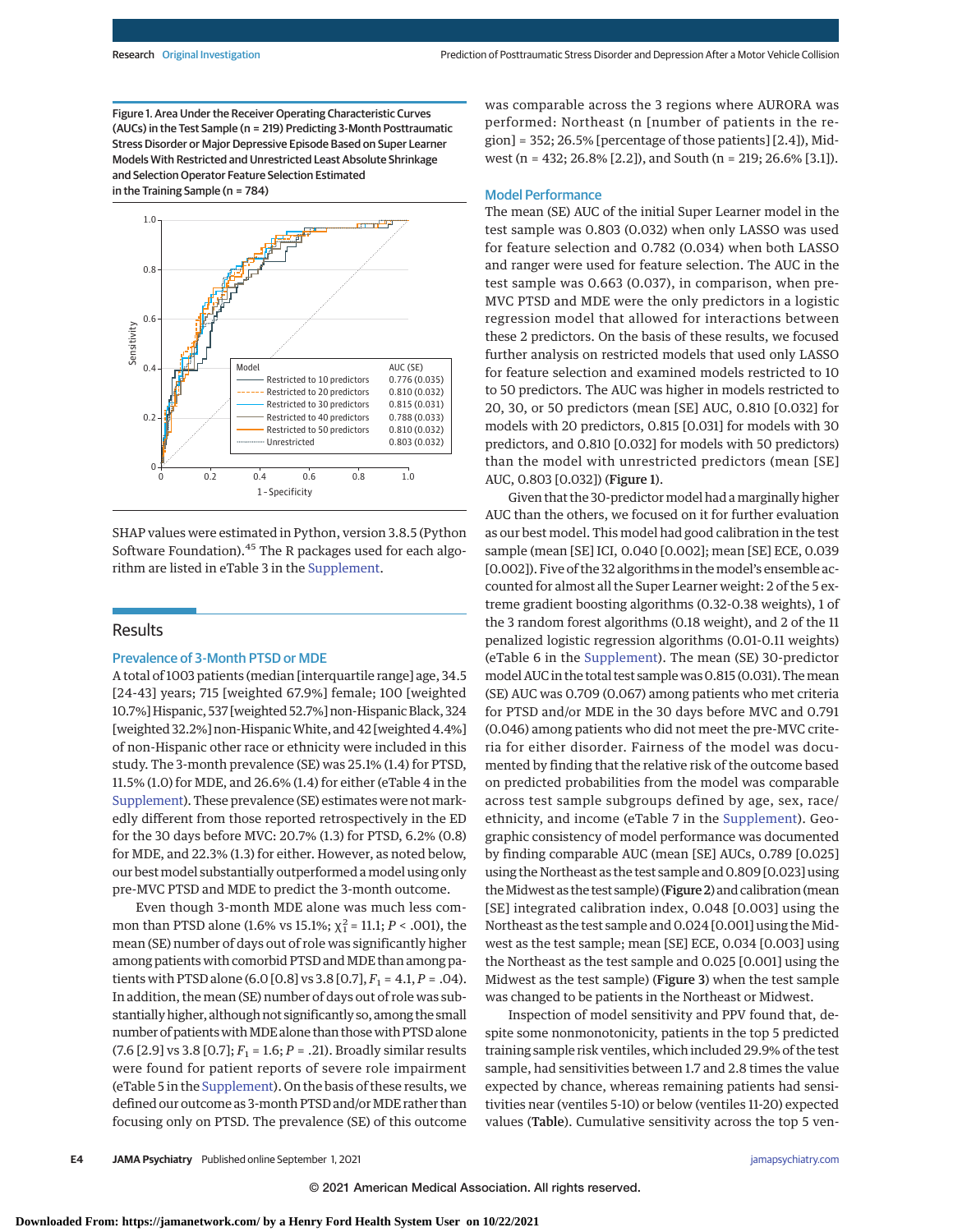Figure 1. Area Under the Receiver Operating Characteristic Curves (AUCs) in the Test Sample (n = 219) Predicting 3-Month Posttraumatic Stress Disorder or Major Depressive Episode Based on Super Learner Models With Restricted and Unrestricted Least Absolute Shrinkage and Selection Operator Feature Selection Estimated in the Training Sample (n = 784)

| Model | AUC (SE) |
|---|---|
| Restricted to 10 predictors | 0.776 (0.035) |
| Restricted to 20 predictors | 0.810 (0.032) |
| Restricted to 30 predictors | 0.815 (0.031) |
| Restricted to 40 predictors | 0.788 (0.033) |
| Restricted to 50 predictors | 0.810 (0.032) |
| Unrestricted | 0.803 (0.032) |

SHAP values were estimated in Python, version 3.8.5 (Python Software Foundation).[45] The R packages used for each algorithm are listed in eTable 3 in the Supplement.

## Results

### Prevalence of 3-Month PTSD or MDE

A total of 1003 patients (median [interquartile range] age, 34.5 [24-43] years; 715 [weighted 67.9%] female; 100 [weighted 10.7%] Hispanic, 537 [weighted 52.7%] non-Hispanic Black, 324 [weighted 32.2%] non-Hispanic White, and 42 [weighted 4.4%] of non-Hispanic other race or ethnicity were included in this study. The 3-month prevalence (SE) was 25.1% (1.4) for PTSD, 11.5% (1.0) for MDE, and 26.6% (1.4) for either (eTable 4 in the Supplement). These prevalence (SE) estimates were not markedly different from those reported retrospectively in the ED for the 30 days before MVC: 20.7% (1.3) for PTSD, 6.2% (0.8) for MDE, and 22.3% (1.3) for either. However, as noted below, our best model substantially outperformed a model using only pre-MVC PTSD and MDE to predict the 3-month outcome.

Even though 3-month MDE alone was much less common than PTSD alone (1.6% vs 15.1%; $\chi^2_1 = 11.1$; $P < .001$), the mean (SE) number of days out of role was significantly higher among patients with comorbid PTSD and MDE than among patients with PTSD alone (6.0 [0.8] vs 3.8 [0.7], $F_1 = 4.1$, $P = .04$). In addition, the mean (SE) number of days out of role was substantially higher, although not significantly so, among the small number of patients with MDE alone than those with PTSD alone (7.6 [2.9] vs 3.8 [0.7]; $F_1 = 1.6$; $P = .21$). Broadly similar results were found for patient reports of severe role impairment (eTable 5 in the Supplement). On the basis of these results, we defined our outcome as 3-month PTSD and/or MDE rather than focusing only on PTSD. The prevalence (SE) of this outcome was comparable across the 3 regions where AURORA was performed: Northeast (n [number of patients in the region] = 352; 26.5% [percentage of those patients] [2.4]), Midwest (n = 432; 26.8% [2.2]), and South (n = 219; 26.6% [3.1]).

### Model Performance

The mean (SE) AUC of the initial Super Learner model in the test sample was 0.803 (0.032) when only LASSO was used for feature selection and 0.782 (0.034) when both LASSO and ranger were used for feature selection. The AUC in the test sample was 0.663 (0.037), in comparison, when pre-MVC PTSD and MDE were the only predictors in a logistic regression model that allowed for interactions between these 2 predictors. On the basis of these results, we focused further analysis on restricted models that used only LASSO for feature selection and examined models restricted to 10 to 50 predictors. The AUC was higher in models restricted to 20, 30, or 50 predictors (mean [SE] AUC, 0.810 [0.032] for models with 20 predictors, 0.815 [0.031] for models with 30 predictors, and 0.810 [0.032] for models with 50 predictors) than the model with unrestricted predictors (mean [SE] AUC, 0.803 [0.032]) (**Figure 1**).

Given that the 30-predictor model had a marginally higher AUC than the others, we focused on it for further evaluation as our best model. This model had good calibration in the test sample (mean [SE] ICI, 0.040 [0.002]; mean [SE] ECE, 0.039 [0.002]). Five of the 32 algorithms in the model's ensemble accounted for almost all the Super Learner weight: 2 of the 5 extreme gradient boosting algorithms (0.32-0.38 weights), 1 of the 3 random forest algorithms (0.18 weight), and 2 of the 11 penalized logistic regression algorithms (0.01-0.11 weights) (eTable 6 in the Supplement). The mean (SE) 30-predictor model AUC in the total test sample was 0.815 (0.031). The mean (SE) AUC was 0.709 (0.067) among patients who met criteria for PTSD and/or MDE in the 30 days before MVC and 0.791 (0.046) among patients who did not meet the pre-MVC criteria for either disorder. Fairness of the model was documented by finding that the relative risk of the outcome based on predicted probabilities from the model was comparable across test sample subgroups defined by age, sex, race/ethnicity, and income (eTable 7 in the Supplement). Geographic consistency of model performance was documented by finding comparable AUC (mean [SE] AUCs, 0.789 [0.025] using the Northeast as the test sample and 0.809 [0.023] using the Midwest as the test sample) (**Figure 2**) and calibration (mean [SE] integrated calibration index, 0.048 [0.003] using the Northeast as the test sample and 0.024 [0.001] using the Midwest as the test sample; mean [SE] ECE, 0.034 [0.003] using the Northeast as the test sample and 0.025 [0.001] using the Midwest as the test sample) (**Figure 3**) when the test sample was changed to be patients in the Northeast or Midwest.

Inspection of model sensitivity and PPV found that, despite some nonmonotonicity, patients in the top 5 predicted training sample risk ventiles, which included 29.9% of the test sample, had sensitivities between 1.7 and 2.8 times the value expected by chance, whereas remaining patients had sensitivities near (ventiles 5-10) or below (ventiles 11-20) expected values (**Table**). Cumulative sensitivity across the top 5 ven-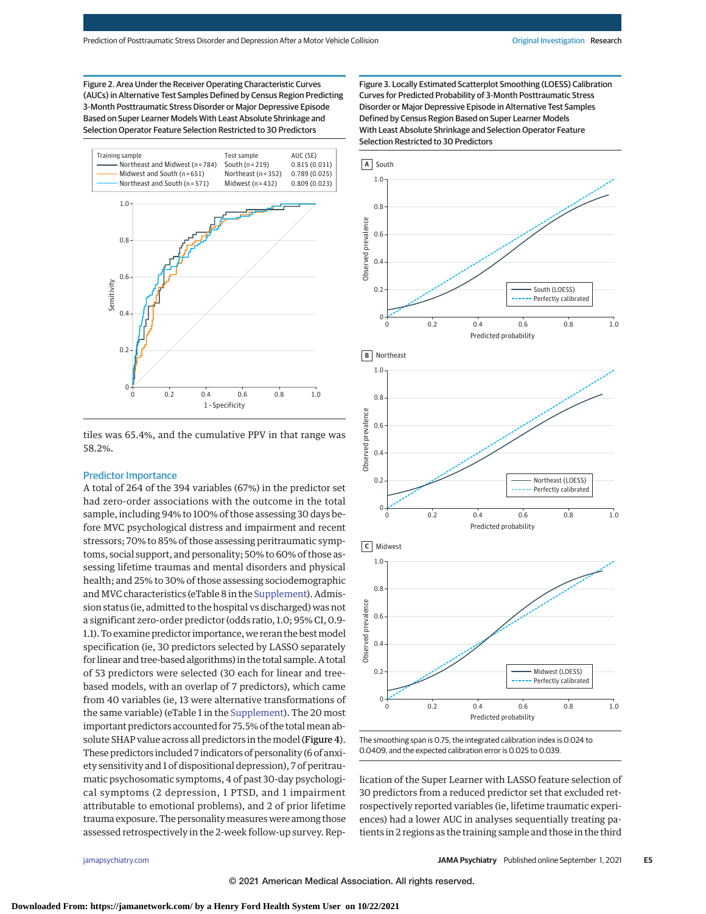Figure 2. Area Under the Receiver Operating Characteristic Curves (AUCs) in Alternative Test Samples Defined by Census Region Predicting 3-Month Posttraumatic Stress Disorder or Major Depressive Episode Based on Super Learner Models With Least Absolute Shrinkage and Selection Operator Feature Selection Restricted to 30 Predictors

| Training sample | Test sample | AUC (SE) |
|---|---|---|
| Northeast and Midwest (n = 784) | South (n = 219) | 0.815 (0.031) |
| Midwest and South (n = 651) | Northeast (n = 352) | 0.789 (0.025) |
| Northeast and South (n = 571) | Midwest (n = 432) | 0.809 (0.023) |

Figure 3. Locally Estimated Scatterplot Smoothing (LOESS) Calibration Curves for Predicted Probability of 3-Month Posttraumatic Stress Disorder or Major Depressive Episode in Alternative Test Samples Defined by Census Region Based on Super Learner Models With Least Absolute Shrinkage and Selection Operator Feature Selection Restricted to 30 Predictors

A South

B Northeast

C Midwest

The smoothing span is 0.75, the integrated calibration index is 0.024 to 0.0409, and the expected calibration error is 0.025 to 0.039.

tiles was 65.4%, and the cumulative PPV in that range was 58.2%.

## Predictor Importance

A total of 264 of the 394 variables (67%) in the predictor set had zero-order associations with the outcome in the total sample, including 94% to 100% of those assessing 30 days before MVC psychological distress and impairment and recent stressors; 70% to 85% of those assessing peritraumatic symptoms, social support, and personality; 50% to 60% of those assessing lifetime traumas and mental disorders and physical health; and 25% to 30% of those assessing sociodemographic and MVC characteristics (eTable 8 in the Supplement). Admission status (ie, admitted to the hospital vs discharged) was not a significant zero-order predictor (odds ratio, 1.0; 95% CI, 0.9-1.1). To examine predictor importance, we reran the best model specification (ie, 30 predictors selected by LASSO separately for linear and tree-based algorithms) in the total sample. A total of 53 predictors were selected (30 each for linear and tree-based models, with an overlap of 7 predictors), which came from 40 variables (ie, 13 were alternative transformations of the same variable) (eTable 1 in the Supplement). The 20 most important predictors accounted for 75.5% of the total mean absolute SHAP value across all predictors in the model (Figure 4). These predictors included 7 indicators of personality (6 of anxiety sensitivity and 1 of dispositional depression), 7 of peritraumatic psychosomatic symptoms, 4 of past 30-day psychological symptoms (2 depression, 1 PTSD, and 1 impairment attributable to emotional problems), and 2 of prior lifetime trauma exposure. The personality measures were among those assessed retrospectively in the 2-week follow-up survey. Replication of the Super Learner with LASSO feature selection of 30 predictors from a reduced predictor set that excluded retrospectively reported variables (ie, lifetime traumatic experiences) had a lower AUC in analyses sequentially treating patients in 2 regions as the training sample and those in the third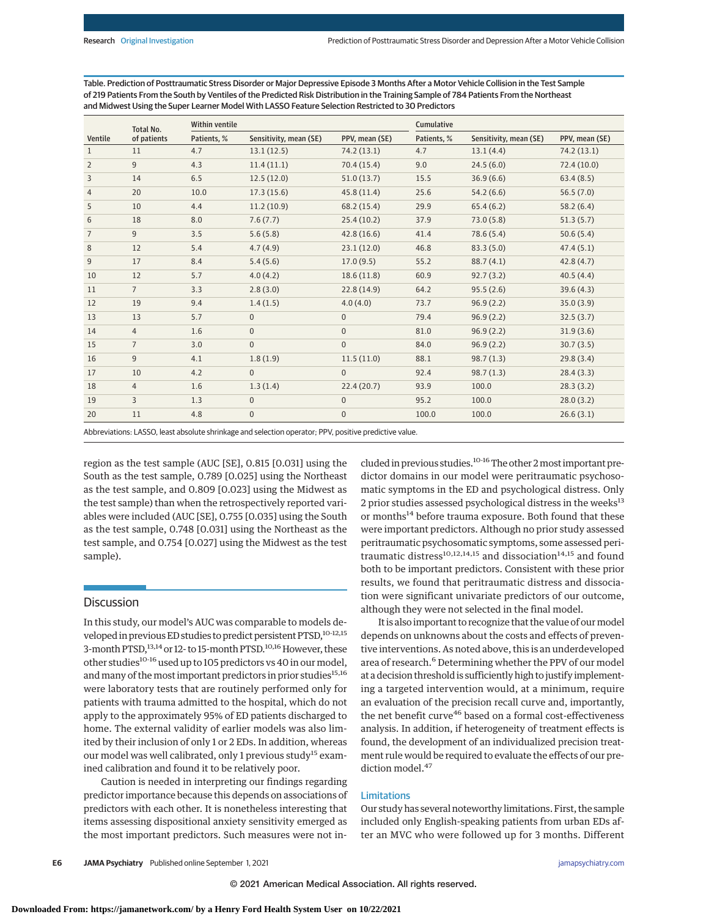Table. Prediction of Posttraumatic Stress Disorder or Major Depressive Episode 3 Months After a Motor Vehicle Collision in the Test Sample of 219 Patients From the South by Ventiles of the Predicted Risk Distribution in the Training Sample of 784 Patients From the Northeast and Midwest Using the Super Learner Model With LASSO Feature Selection Restricted to 30 Predictors

| Ventile | Total No. of patients | Within ventile | | | Cumulative | | |
|---|---|---|---|---|---|---|---|
| | | Patients, % | Sensitivity, mean (SE) | PPV, mean (SE) | Patients, % | Sensitivity, mean (SE) | PPV, mean (SE) |
| 1 | 11 | 4.7 | 13.1 (12.5) | 74.2 (13.1) | 4.7 | 13.1 (4.4) | 74.2 (13.1) |
| 2 | 9 | 4.3 | 11.4 (11.1) | 70.4 (15.4) | 9.0 | 24.5 (6.0) | 72.4 (10.0) |
| 3 | 14 | 6.5 | 12.5 (12.0) | 51.0 (13.7) | 15.5 | 36.9 (6.6) | 63.4 (8.5) |
| 4 | 20 | 10.0 | 17.3 (15.6) | 45.8 (11.4) | 25.6 | 54.2 (6.6) | 56.5 (7.0) |
| 5 | 10 | 4.4 | 11.2 (10.9) | 68.2 (15.4) | 29.9 | 65.4 (6.2) | 58.2 (6.4) |
| 6 | 18 | 8.0 | 7.6 (7.7) | 25.4 (10.2) | 37.9 | 73.0 (5.8) | 51.3 (5.7) |
| 7 | 9 | 3.5 | 5.6 (5.8) | 42.8 (16.6) | 41.4 | 78.6 (5.4) | 50.6 (5.4) |
| 8 | 12 | 5.4 | 4.7 (4.9) | 23.1 (12.0) | 46.8 | 83.3 (5.0) | 47.4 (5.1) |
| 9 | 17 | 8.4 | 5.4 (5.6) | 17.0 (9.5) | 55.2 | 88.7 (4.1) | 42.8 (4.7) |
| 10 | 12 | 5.7 | 4.0 (4.2) | 18.6 (11.8) | 60.9 | 92.7 (3.2) | 40.5 (4.4) |
| 11 | 7 | 3.3 | 2.8 (3.0) | 22.8 (14.9) | 64.2 | 95.5 (2.6) | 39.6 (4.3) |
| 12 | 19 | 9.4 | 1.4 (1.5) | 4.0 (4.0) | 73.7 | 96.9 (2.2) | 35.0 (3.9) |
| 13 | 13 | 5.7 | 0 | 0 | 79.4 | 96.9 (2.2) | 32.5 (3.7) |
| 14 | 4 | 1.6 | 0 | 0 | 81.0 | 96.9 (2.2) | 31.9 (3.6) |
| 15 | 7 | 3.0 | 0 | 0 | 84.0 | 96.9 (2.2) | 30.7 (3.5) |
| 16 | 9 | 4.1 | 1.8 (1.9) | 11.5 (11.0) | 88.1 | 98.7 (1.3) | 29.8 (3.4) |
| 17 | 10 | 4.2 | 0 | 0 | 92.4 | 98.7 (1.3) | 28.4 (3.3) |
| 18 | 4 | 1.6 | 1.3 (1.4) | 22.4 (20.7) | 93.9 | 100.0 | 28.3 (3.2) |
| 19 | 3 | 1.3 | 0 | 0 | 95.2 | 100.0 | 28.0 (3.2) |
| 20 | 11 | 4.8 | 0 | 0 | 100.0 | 100.0 | 26.6 (3.1) |

Abbreviations: LASSO, least absolute shrinkage and selection operator; PPV, positive predictive value.

region as the test sample (AUC [SE], 0.815 [0.031] using the South as the test sample, 0.789 [0.025] using the Northeast as the test sample, and 0.809 [0.023] using the Midwest as the test sample) than when the retrospectively reported variables were included (AUC [SE], 0.755 [0.035] using the South as the test sample, 0.748 [0.031] using the Northeast as the test sample, and 0.754 [0.027] using the Midwest as the test sample).

## Discussion

In this study, our model's AUC was comparable to models developed in previous ED studies to predict persistent PTSD,[10-12,15] 3-month PTSD,[13,14] or 12- to 15-month PTSD.[10,16] However, these other studies[10-16] used up to 105 predictors vs 40 in our model, and many of the most important predictors in prior studies[15,16] were laboratory tests that are routinely performed only for patients with trauma admitted to the hospital, which do not apply to the approximately 95% of ED patients discharged to home. The external validity of earlier models was also limited by their inclusion of only 1 or 2 EDs. In addition, whereas our model was well calibrated, only 1 previous study[15] examined calibration and found it to be relatively poor.

Caution is needed in interpreting our findings regarding predictor importance because this depends on associations of predictors with each other. It is nonetheless interesting that items assessing dispositional anxiety sensitivity emerged as the most important predictors. Such measures were not included in previous studies.[10-16] The other 2 most important predictor domains in our model were peritraumatic psychosomatic symptoms in the ED and psychological distress. Only 2 prior studies assessed psychological distress in the weeks[13] or months[14] before trauma exposure. Both found that these were important predictors. Although no prior study assessed peritraumatic psychosomatic symptoms, some assessed peritraumatic distress[10,12,14,15] and dissociation[14,15] and found both to be important predictors. Consistent with these prior results, we found that peritraumatic distress and dissociation were significant univariate predictors of our outcome, although they were not selected in the final model.

It is also important to recognize that the value of our model depends on unknowns about the costs and effects of preventive interventions. As noted above, this is an underdeveloped area of research.[6] Determining whether the PPV of our model at a decision threshold is sufficiently high to justify implementing a targeted intervention would, at a minimum, require an evaluation of the precision recall curve and, importantly, the net benefit curve[46] based on a formal cost-effectiveness analysis. In addition, if heterogeneity of treatment effects is found, the development of an individualized precision treatment rule would be required to evaluate the effects of our prediction model.[47]

### Limitations

Our study has several noteworthy limitations. First, the sample included only English-speaking patients from urban EDs after an MVC who were followed up for 3 months. Different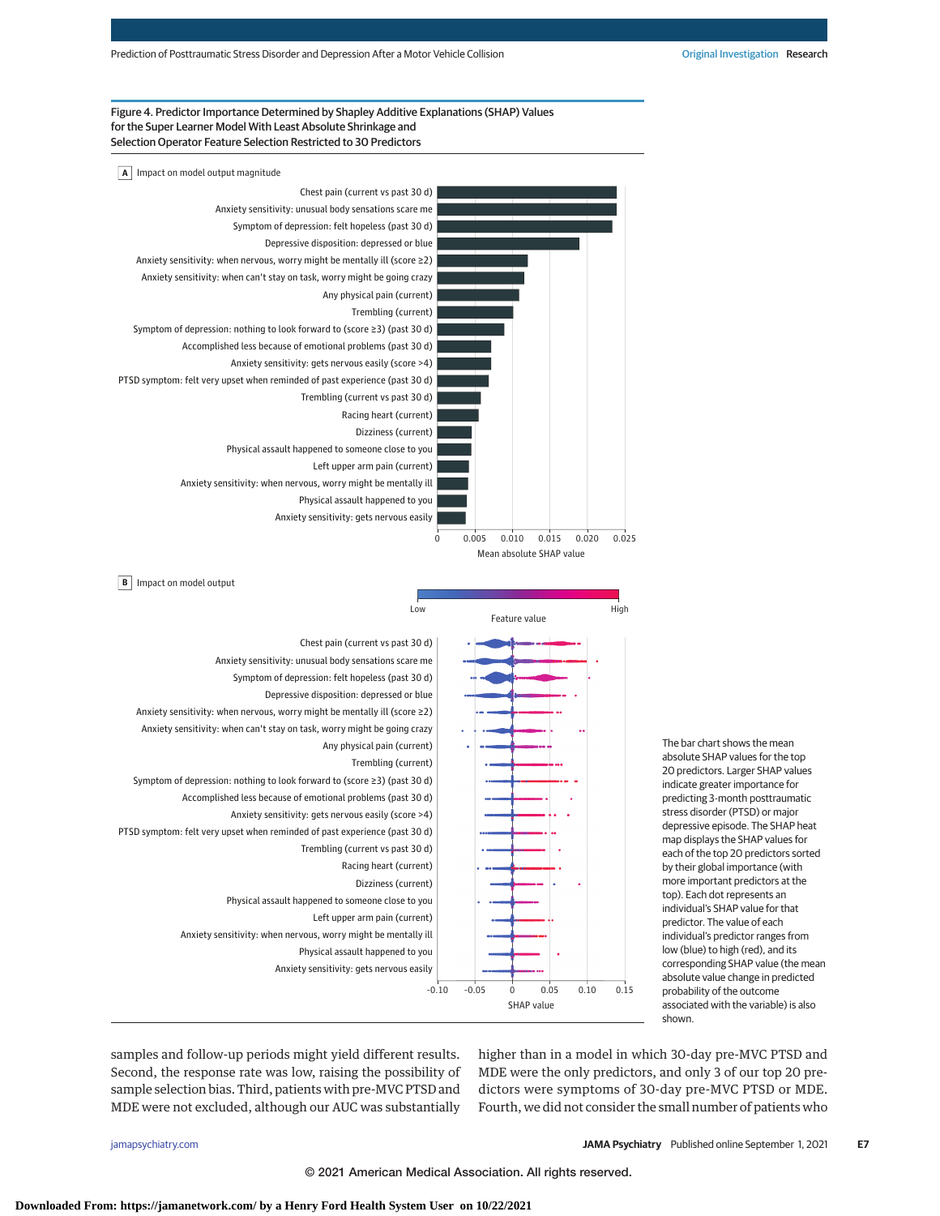Figure 4. Predictor Importance Determined by Shapley Additive Explanations (SHAP) Values for the Super Learner Model With Least Absolute Shrinkage and Selection Operator Feature Selection Restricted to 30 Predictors

A Impact on model output magnitude

B Impact on model output

The bar chart shows the mean absolute SHAP values for the top 20 predictors. Larger SHAP values indicate greater importance for predicting 3-month posttraumatic stress disorder (PTSD) or major depressive episode. The SHAP heat map displays the SHAP values for each of the top 20 predictors sorted by their global importance (with more important predictors at the top). Each dot represents an individual's SHAP value for that predictor. The value of each individual's predictor ranges from low (blue) to high (red), and its corresponding SHAP value (the mean absolute value change in predicted probability of the outcome associated with the variable) is also shown.

samples and follow-up periods might yield different results. Second, the response rate was low, raising the possibility of sample selection bias. Third, patients with pre-MVC PTSD and MDE were not excluded, although our AUC was substantially higher than in a model in which 30-day pre-MVC PTSD and MDE were the only predictors, and only 3 of our top 20 predictors were symptoms of 30-day pre-MVC PTSD or MDE. Fourth, we did not consider the small number of patients who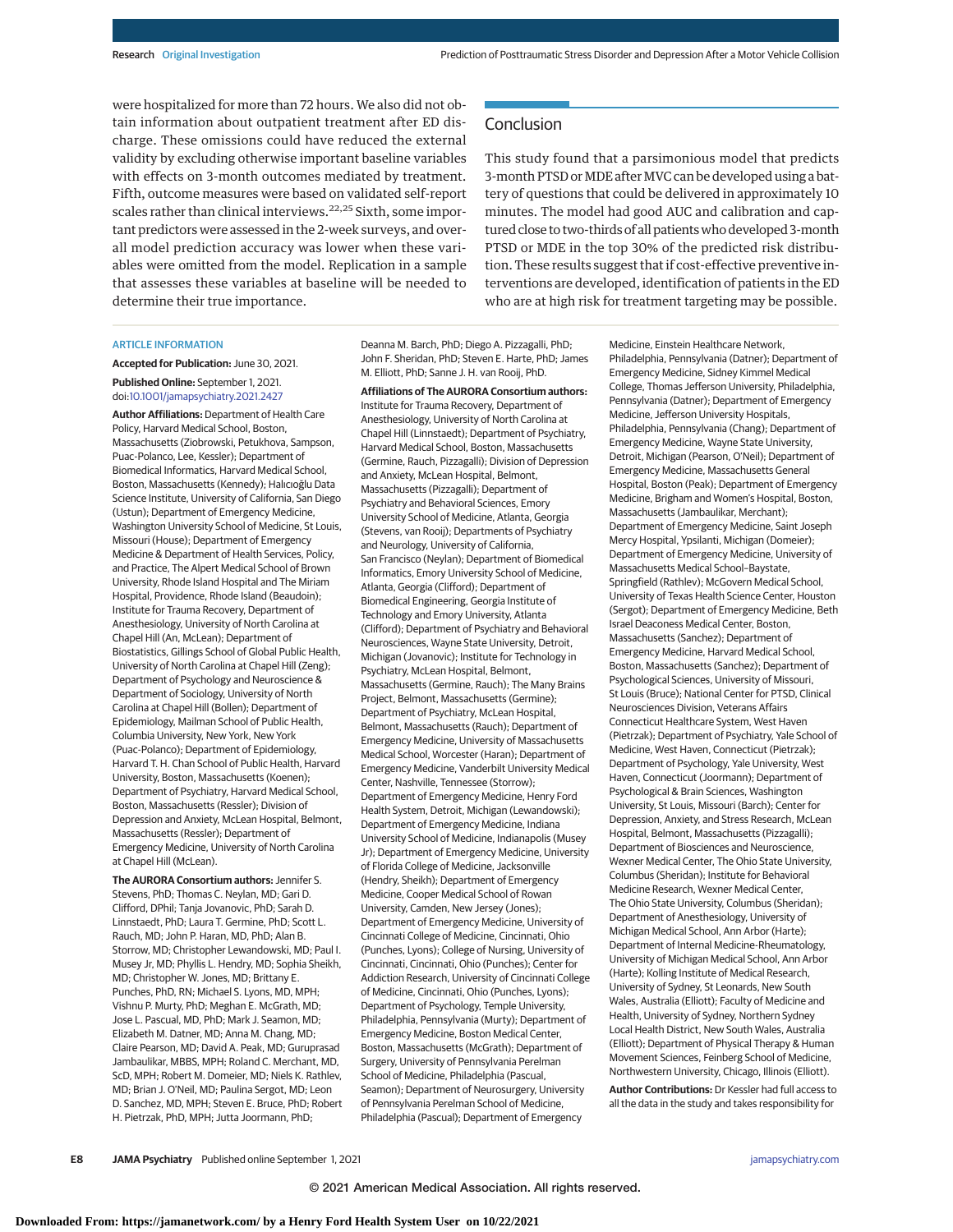were hospitalized for more than 72 hours. We also did not obtain information about outpatient treatment after ED discharge. These omissions could have reduced the external validity by excluding otherwise important baseline variables with effects on 3-month outcomes mediated by treatment. Fifth, outcome measures were based on validated self-report scales rather than clinical interviews.[22,25] Sixth, some important predictors were assessed in the 2-week surveys, and overall model prediction accuracy was lower when these variables were omitted from the model. Replication in a sample that assesses these variables at baseline will be needed to determine their true importance.

## Conclusion

This study found that a parsimonious model that predicts 3-month PTSD or MDE after MVC can be developed using a battery of questions that could be delivered in approximately 10 minutes. The model had good AUC and calibration and captured close to two-thirds of all patients who developed 3-month PTSD or MDE in the top 30% of the predicted risk distribution. These results suggest that if cost-effective preventive interventions are developed, identification of patients in the ED who are at high risk for treatment targeting may be possible.

### ARTICLE INFORMATION

**Accepted for Publication:** June 30, 2021.

**Published Online:** September 1, 2021. doi:10.1001/jamapsychiatry.2021.2427

**Author Affiliations:** Department of Health Care Policy, Harvard Medical School, Boston, Massachusetts (Ziobrowski, Petukhova, Sampson, Puac-Polanco, Lee, Kessler); Department of Biomedical Informatics, Harvard Medical School, Boston, Massachusetts (Kennedy); Halıcıoğlu Data Science Institute, University of California, San Diego (Ustun); Department of Emergency Medicine, Washington University School of Medicine, St Louis, Missouri (House); Department of Emergency Medicine & Department of Health Services, Policy, and Practice, The Alpert Medical School of Brown University, Rhode Island Hospital and The Miriam Hospital, Providence, Rhode Island (Beaudoin); Institute for Trauma Recovery, Department of Anesthesiology, University of North Carolina at Chapel Hill (An, McLean); Department of Biostatistics, Gillings School of Global Public Health, University of North Carolina at Chapel Hill (Zeng); Department of Psychology and Neuroscience & Department of Sociology, University of North Carolina at Chapel Hill (Bollen); Department of Epidemiology, Mailman School of Public Health, Columbia University, New York, New York (Puac-Polanco); Department of Epidemiology, Harvard T. H. Chan School of Public Health, Harvard University, Boston, Massachusetts (Koenen); Department of Psychiatry, Harvard Medical School, Boston, Massachusetts (Ressler); Division of Depression and Anxiety, McLean Hospital, Belmont, Massachusetts (Ressler); Department of Emergency Medicine, University of North Carolina at Chapel Hill (McLean).

**The AURORA Consortium authors:** Jennifer S. Stevens, PhD; Thomas C. Neylan, MD; Gari D. Clifford, DPhil; Tanja Jovanovic, PhD; Sarah D. Linnstaedt, PhD; Laura T. Germine, PhD; Scott L. Rauch, MD; John P. Haran, MD, PhD; Alan B. Storrow, MD; Christopher Lewandowski, MD; Paul I. Musey Jr, MD; Phyllis L. Hendry, MD; Sophia Sheikh, MD; Christopher W. Jones, MD; Brittany E. Punches, PhD, RN; Michael S. Lyons, MD, MPH; Vishnu P. Murty, PhD; Meghan E. McGrath, MD; Jose L. Pascual, MD, PhD; Mark J. Seamon, MD; Elizabeth M. Datner, MD; Anna M. Chang, MD; Claire Pearson, MD; David A. Peak, MD; Guruprasad Jambaulikar, MBBS, MPH; Roland C. Merchant, MD, ScD, MPH; Robert M. Domeier, MD; Niels K. Rathlev, MD; Brian J. O'Neil, MD; Paulina Sergot, MD; Leon D. Sanchez, MD, MPH; Steven E. Bruce, PhD; Robert H. Pietrzak, PhD, MPH; Jutta Joormann, PhD; Deanna M. Barch, PhD; Diego A. Pizzagalli, PhD; John F. Sheridan, PhD; Steven E. Harte, PhD; James M. Elliott, PhD; Sanne J. H. van Rooij, PhD.

**Affiliations of The AURORA Consortium authors:** Institute for Trauma Recovery, Department of Anesthesiology, University of North Carolina at Chapel Hill (Linnstaedt); Department of Psychiatry, Harvard Medical School, Boston, Massachusetts (Germine, Rauch, Pizzagalli); Division of Depression and Anxiety, McLean Hospital, Belmont, Massachusetts (Pizzagalli); Department of Psychiatry and Behavioral Sciences, Emory University School of Medicine, Atlanta, Georgia (Stevens, van Rooij); Departments of Psychiatry and Neurology, University of California, San Francisco (Neylan); Department of Biomedical Informatics, Emory University School of Medicine, Atlanta, Georgia (Clifford); Department of Biomedical Engineering, Georgia Institute of Technology and Emory University, Atlanta (Clifford); Department of Psychiatry and Behavioral Neurosciences, Wayne State University, Detroit, Michigan (Jovanovic); Institute for Technology in Psychiatry, McLean Hospital, Belmont, Massachusetts (Germine, Rauch); The Many Brains Project, Belmont, Massachusetts (Germine); Department of Psychiatry, McLean Hospital, Belmont, Massachusetts (Rauch); Department of Emergency Medicine, University of Massachusetts Medical School, Worcester (Haran); Department of Emergency Medicine, Vanderbilt University Medical Center, Nashville, Tennessee (Storrow); Department of Emergency Medicine, Henry Ford Health System, Detroit, Michigan (Lewandowski); Department of Emergency Medicine, Indiana University School of Medicine, Indianapolis (Musey Jr); Department of Emergency Medicine, University of Florida College of Medicine, Jacksonville (Hendry, Sheikh); Department of Emergency Medicine, Cooper Medical School of Rowan University, Camden, New Jersey (Jones); Department of Emergency Medicine, University of Cincinnati College of Medicine, Cincinnati, Ohio (Punches, Lyons); College of Nursing, University of Cincinnati, Cincinnati, Ohio (Punches); Center for Addiction Research, University of Cincinnati College of Medicine, Cincinnati, Ohio (Punches, Lyons); Department of Psychology, Temple University, Philadelphia, Pennsylvania (Murty); Department of Emergency Medicine, Boston Medical Center, Boston, Massachusetts (McGrath); Department of Surgery, University of Pennsylvania Perelman School of Medicine, Philadelphia (Pascual, Seamon); Department of Neurosurgery, University of Pennsylvania Perelman School of Medicine, Philadelphia (Pascual); Department of Emergency Medicine, Einstein Healthcare Network, Philadelphia, Pennsylvania (Datner); Department of Emergency Medicine, Sidney Kimmel Medical College, Thomas Jefferson University, Philadelphia, Pennsylvania (Datner); Department of Emergency Medicine, Jefferson University Hospitals, Philadelphia, Pennsylvania (Chang); Department of Emergency Medicine, Wayne State University, Detroit, Michigan (Pearson, O'Neil); Department of Emergency Medicine, Massachusetts General Hospital, Boston (Peak); Department of Emergency Medicine, Brigham and Women's Hospital, Boston, Massachusetts (Jambaulikar, Merchant); Department of Emergency Medicine, Saint Joseph Mercy Hospital, Ypsilanti, Michigan (Domeier); Department of Emergency Medicine, University of Massachusetts Medical School–Baystate, Springfield (Rathlev); McGovern Medical School, University of Texas Health Science Center, Houston (Sergot); Department of Emergency Medicine, Beth Israel Deaconess Medical Center, Boston, Massachusetts (Sanchez); Department of Emergency Medicine, Harvard Medical School, Boston, Massachusetts (Sanchez); Department of Psychological Sciences, University of Missouri, St Louis (Bruce); National Center for PTSD, Clinical Neurosciences Division, Veterans Affairs Connecticut Healthcare System, West Haven (Pietrzak); Department of Psychiatry, Yale School of Medicine, West Haven, Connecticut (Pietrzak); Department of Psychology, Yale University, West Haven, Connecticut (Joormann); Department of Psychological & Brain Sciences, Washington University, St Louis, Missouri (Barch); Center for Depression, Anxiety, and Stress Research, McLean Hospital, Belmont, Massachusetts (Pizzagalli); Department of Biosciences and Neuroscience, Wexner Medical Center, The Ohio State University, Columbus (Sheridan); Institute for Behavioral Medicine Research, Wexner Medical Center, The Ohio State University, Columbus (Sheridan); Department of Anesthesiology, University of Michigan Medical School, Ann Arbor (Harte); Department of Internal Medicine-Rheumatology, University of Michigan Medical School, Ann Arbor (Harte); Kolling Institute of Medical Research, University of Sydney, St Leonards, New South Wales, Australia (Elliott); Faculty of Medicine and Health, University of Sydney, Northern Sydney Local Health District, New South Wales, Australia (Elliott); Department of Physical Therapy & Human Movement Sciences, Feinberg School of Medicine, Northwestern University, Chicago, Illinois (Elliott).

**Author Contributions:** Dr Kessler had full access to all the data in the study and takes responsibility for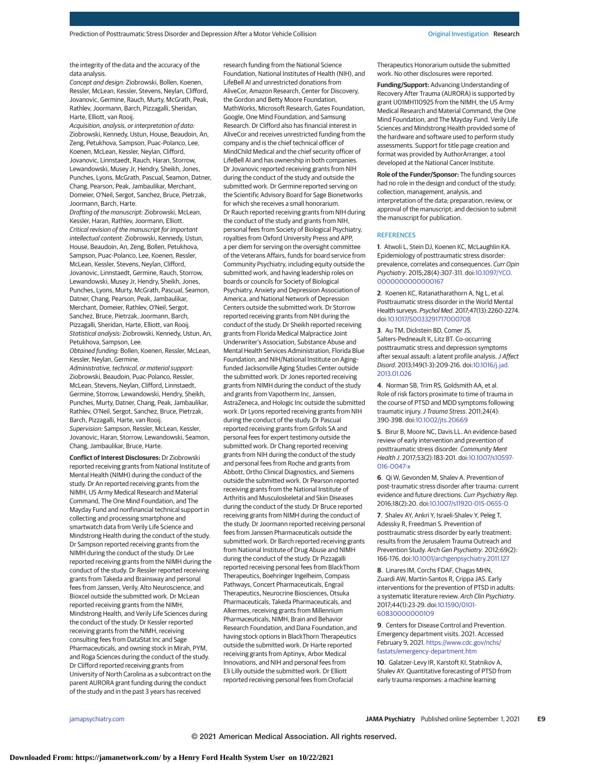the integrity of the data and the accuracy of the data analysis.

*Concept and design:* Ziobrowski, Bollen, Koenen, Ressler, McLean, Kessler, Stevens, Neylan, Clifford, Jovanovic, Germine, Rauch, Murty, McGrath, Peak, Rathlev, Joormann, Barch, Pizzagalli, Sheridan, Harte, Elliott, van Rooij.

*Acquisition, analysis, or interpretation of data:* Ziobrowski, Kennedy, Ustun, House, Beaudoin, An, Zeng, Petukhova, Sampson, Puac-Polanco, Lee, Koenen, McLean, Kessler, Neylan, Clifford, Jovanovic, Linnstaedt, Rauch, Haran, Storrow, Lewandowski, Musey Jr, Hendry, Sheikh, Jones, Punches, Lyons, McGrath, Pascual, Seamon, Datner, Chang, Pearson, Peak, Jambaulikar, Merchant, Domeier, O'Neil, Sergot, Sanchez, Bruce, Pietrzak, Joormann, Barch, Harte.

*Drafting of the manuscript:* Ziobrowski, McLean, Kessler, Haran, Rathlev, Joormann, Elliott.

*Critical revision of the manuscript for important intellectual content:* Ziobrowski, Kennedy, Ustun, House, Beaudoin, An, Zeng, Bollen, Petukhova, Sampson, Puac-Polanco, Lee, Koenen, Ressler, McLean, Kessler, Stevens, Neylan, Clifford, Jovanovic, Linnstaedt, Germine, Rauch, Storrow, Lewandowski, Musey Jr, Hendry, Sheikh, Jones, Punches, Lyons, Murty, McGrath, Pascual, Seamon, Datner, Chang, Pearson, Peak, Jambaulikar, Merchant, Domeier, Rathlev, O'Neil, Sergot, Sanchez, Bruce, Pietrzak, Joormann, Barch, Pizzagalli, Sheridan, Harte, Elliott, van Rooij.

*Statistical analysis:* Ziobrowski, Kennedy, Ustun, An, Petukhova, Sampson, Lee.

*Obtained funding:* Bollen, Koenen, Ressler, McLean, Kessler, Neylan, Germine.

*Administrative, technical, or material support:* Ziobrowski, Beaudoin, Puac-Polanco, Ressler, McLean, Stevens, Neylan, Clifford, Linnstaedt, Germine, Storrow, Lewandowski, Hendry, Sheikh, Punches, Murty, Datner, Chang, Peak, Jambaulikar, Rathlev, O'Neil, Sergot, Sanchez, Bruce, Pietrzak, Barch, Pizzagalli, Harte, van Rooij.

*Supervision:* Sampson, Ressler, McLean, Kessler, Jovanovic, Haran, Storrow, Lewandowski, Seamon, Chang, Jambaulikar, Bruce, Harte.

**Conflict of Interest Disclosures:** Dr Ziobrowski reported receiving grants from National Institute of Mental Health (NIMH) during the conduct of the study. Dr An reported receiving grants from the NIMH, US Army Medical Research and Material Command, The One Mind Foundation, and The Mayday Fund and nonfinancial technical support in collecting and processing smartphone and smartwatch data from Verily Life Science and Mindstrong Health during the conduct of the study. Dr Sampson reported receiving grants from the NIMH during the conduct of the study. Dr Lee reported receiving grants from the NIMH during the conduct of the study. Dr Ressler reported receiving grants from Takeda and Brainsway and personal fees from Janssen, Verily, Alto Neuroscience, and Bioxcel outside the submitted work. Dr McLean reported receiving grants from the NIMH, Mindstrong Health, and Verily Life Sciences during the conduct of the study. Dr Kessler reported receiving grants from the NIMH, receiving consulting fees from DataStat Inc and Sage Pharmaceuticals, and owning stock in Mirah, PYM, and Roga Sciences during the conduct of the study. Dr Clifford reported receiving grants from University of North Carolina as a subcontract on the parent AURORA grant funding during the conduct of the study and in the past 3 years has received research funding from the National Science Foundation, National Institutes of Health (NIH), and LifeBell AI and unrestricted donations from AliveCor, Amazon Research, Center for Discovery, the Gordon and Betty Moore Foundation, MathWorks, Microsoft Research, Gates Foundation, Google, One Mind Foundation, and Samsung Research. Dr Clifford also has financial interest in AliveCor and receives unrestricted funding from the company and is the chief technical officer of MindChild Medical and the chief security officer of LifeBell AI and has ownership in both companies. Dr Jovanovic reported receiving grants from NIH during the conduct of the study and outside the submitted work. Dr Germine reported serving on the Scientific Advisory Board for Sage Bionetworks for which she receives a small honorarium. Dr Rauch reported receiving grants from NIH during the conduct of the study and grants from NIH, personal fees from Society of Biological Psychiatry, royalties from Oxford University Press and APP, a per diem for serving on the oversight committee of the Veterans Affairs, funds for board service from Community Psychiatry, including equity outside the submitted work, and having leadership roles on boards or councils for Society of Biological Psychiatry, Anxiety and Depression Association of America, and National Network of Depression Centers outside the submitted work. Dr Storrow reported receiving grants from NIH during the conduct of the study. Dr Sheikh reported receiving grants from Florida Medical Malpractice Joint Underwriter's Association, Substance Abuse and Mental Health Services Administration, Florida Blue Foundation, and NIH/National Institute on Aging–funded Jacksonville Aging Studies Center outside the submitted work. Dr Jones reported receiving grants from NIMH during the conduct of the study and grants from Vapotherm Inc, Janssen, AstraZeneca, and Hologic Inc outside the submitted work. Dr Lyons reported receiving grants from NIH during the conduct of the study. Dr Pascual reported receiving grants from Grifols SA and personal fees for expert testimony outside the submitted work. Dr Chang reported receiving grants from NIH during the conduct of the study and personal fees from Roche and grants from Abbott, Ortho Clinical Diagnostics, and Siemens outside the submitted work. Dr Pearson reported receiving grants from the National Institute of Arthritis and Musculoskeletal and Skin Diseases during the conduct of the study. Dr Bruce reported receiving grants from NIMH during the conduct of the study. Dr Joormann reported receiving personal fees from Janssen Pharmaceuticals outside the submitted work. Dr Barch reported receiving grants from National Institute of Drug Abuse and NIMH during the conduct of the study. Dr Pizzagalli reported receiving personal fees from BlackThorn Therapeutics, Boehringer Ingelheim, Compass Pathways, Concert Pharmaceuticals, Engrail Therapeutics, Neurocrine Biosciences, Otsuka Pharmaceuticals, Takeda Pharmaceuticals, and Alkermes, receiving grants from Millennium Pharmaceuticals, NIMH, Brain and Behavior Research Foundation, and Dana Foundation, and having stock options in BlackThorn Therapeutics outside the submitted work. Dr Harte reported receiving grants from Aptinyx, Arbor Medical Innovations, and NIH and personal fees from Eli Lilly outside the submitted work. Dr Elliott reported receiving personal fees from Orofacial Therapeutics Honorarium outside the submitted work. No other disclosures were reported.

**Funding/Support:** Advancing Understanding of Recovery After Trauma (AURORA) is supported by grant U01MH110925 from the NIMH, the US Army Medical Research and Material Command, the One Mind Foundation, and The Mayday Fund. Verily Life Sciences and Mindstrong Health provided some of the hardware and software used to perform study assessments. Support for title page creation and format was provided by AuthorArranger, a tool developed at the National Cancer Institute.

**Role of the Funder/Sponsor:** The funding sources had no role in the design and conduct of the study; collection, management, analysis, and interpretation of the data; preparation, review, or approval of the manuscript; and decision to submit the manuscript for publication.

## REFERENCES

1. Atwoli L, Stein DJ, Koenen KC, McLaughlin KA. Epidemiology of posttraumatic stress disorder: prevalence, correlates and consequences. *Curr Opin Psychiatry*. 2015;28(4):307-311. doi:10.1097/YCO.0000000000000167

2. Koenen KC, Ratanatharathorn A, Ng L, et al. Posttraumatic stress disorder in the World Mental Health surveys. *Psychol Med*. 2017;47(13):2260-2274. doi:10.1017/S0033291717000708

3. Au TM, Dickstein BD, Comer JS, Salters-Pedneault K, Litz BT. Co-occurring posttraumatic stress and depression symptoms after sexual assault: a latent profile analysis. *J Affect Disord*. 2013;149(1-3):209-216. doi:10.1016/j.jad.2013.01.026

4. Norman SB, Trim RS, Goldsmith AA, et al. Role of risk factors proximate to time of trauma in the course of PTSD and MDD symptoms following traumatic injury. *J Trauma Stress*. 2011;24(4):390-398. doi:10.1002/jts.20669

5. Birur B, Moore NC, Davis LL. An evidence-based review of early intervention and prevention of posttraumatic stress disorder. *Community Ment Health J*. 2017;53(2):183-201. doi:10.1007/s10597-016-0047-x

6. Qi W, Gevonden M, Shalev A. Prevention of post-traumatic stress disorder after trauma: current evidence and future directions. *Curr Psychiatry Rep*. 2016;18(2):20. doi:10.1007/s11920-015-0655-0

7. Shalev AY, Ankri Y, Israeli-Shalev Y, Peleg T, Adessky R, Freedman S. Prevention of posttraumatic stress disorder by early treatment: results from the Jerusalem Trauma Outreach and Prevention Study. *Arch Gen Psychiatry*. 2012;69(2):166-176. doi:10.1001/archgenpsychiatry.2011.127

8. Linares IM, Corchs FDAF, Chagas MHN, Zuardi AW, Martin-Santos R, Crippa JAS. Early interventions for the prevention of PTSD in adults: a systematic literature review. *Arch Clin Psychiatry*. 2017;44(1):23-29. doi:10.1590/0101-60830000000109

9. Centers for Disease Control and Prevention. Emergency department visits. 2021. Accessed February 9, 2021. https://www.cdc.gov/nchs/fastats/emergency-department.htm

10. Galatzer-Levy IR, Karstoft KI, Statnikov A, Shalev AY. Quantitative forecasting of PTSD from early trauma responses: a machine learning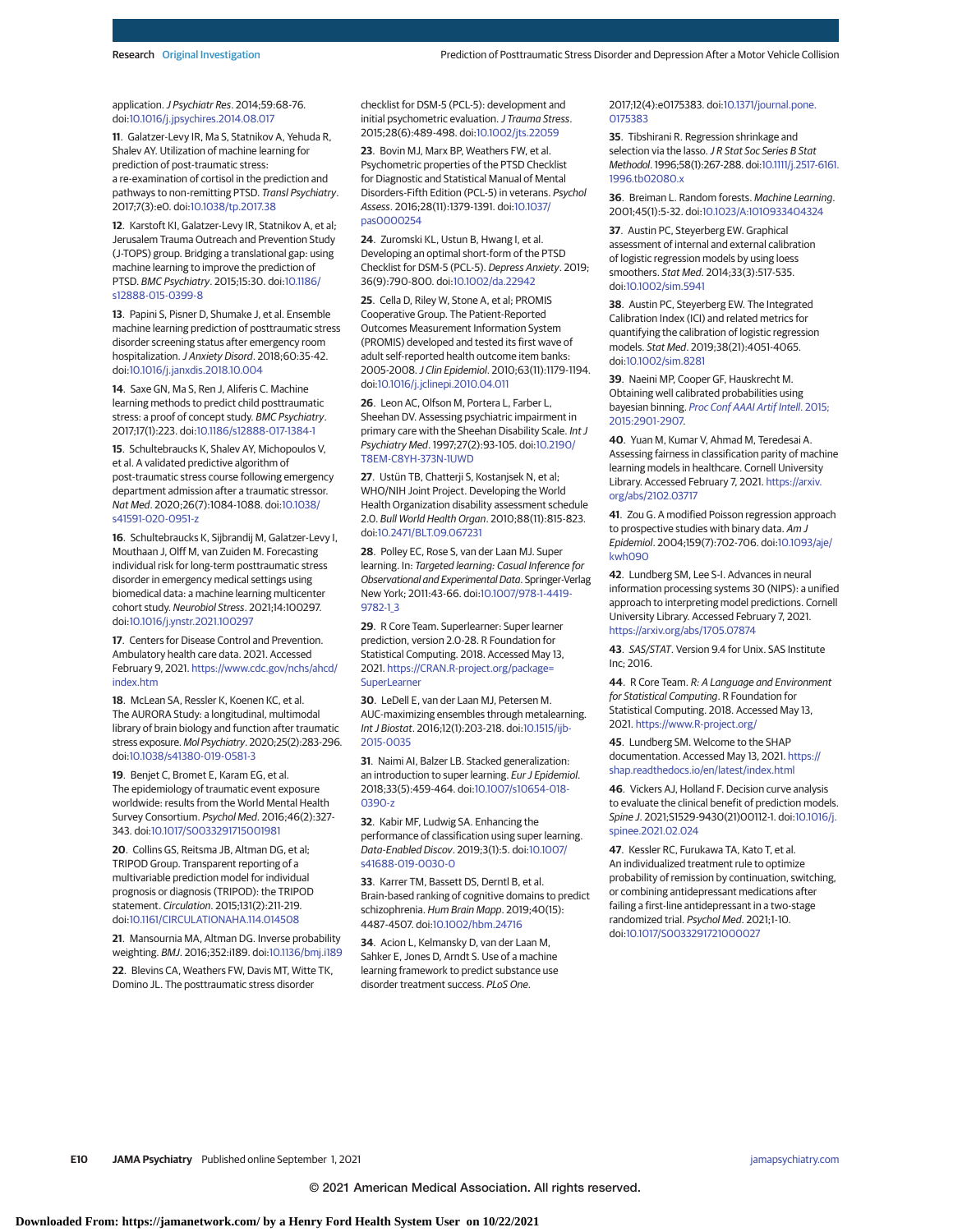application. *J Psychiatr Res*. 2014;59:68-76. doi:10.1016/j.jpsychires.2014.08.017

**11**. Galatzer-Levy IR, Ma S, Statnikov A, Yehuda R, Shalev AY. Utilization of machine learning for prediction of post-traumatic stress: a re-examination of cortisol in the prediction and pathways to non-remitting PTSD. *Transl Psychiatry*. 2017;7(3):e0. doi:10.1038/tp.2017.38

**12**. Karstoft KI, Galatzer-Levy IR, Statnikov A, et al; Jerusalem Trauma Outreach and Prevention Study (J-TOPS) group. Bridging a translational gap: using machine learning to improve the prediction of PTSD. *BMC Psychiatry*. 2015;15:30. doi:10.1186/s12888-015-0399-8

**13**. Papini S, Pisner D, Shumake J, et al. Ensemble machine learning prediction of posttraumatic stress disorder screening status after emergency room hospitalization. *J Anxiety Disord*. 2018;60:35-42. doi:10.1016/j.janxdis.2018.10.004

**14**. Saxe GN, Ma S, Ren J, Aliferis C. Machine learning methods to predict child posttraumatic stress: a proof of concept study. *BMC Psychiatry*. 2017;17(1):223. doi:10.1186/s12888-017-1384-1

**15**. Schultebraucks K, Shalev AY, Michopoulos V, et al. A validated predictive algorithm of post-traumatic stress course following emergency department admission after a traumatic stressor. *Nat Med*. 2020;26(7):1084-1088. doi:10.1038/s41591-020-0951-z

**16**. Schultebraucks K, Sijbrandij M, Galatzer-Levy I, Mouthaan J, Olff M, van Zuiden M. Forecasting individual risk for long-term posttraumatic stress disorder in emergency medical settings using biomedical data: a machine learning multicenter cohort study. *Neurobiol Stress*. 2021;14:100297. doi:10.1016/j.ynstr.2021.100297

**17**. Centers for Disease Control and Prevention. Ambulatory health care data. 2021. Accessed February 9, 2021. https://www.cdc.gov/nchs/ahcd/index.htm

**18**. McLean SA, Ressler K, Koenen KC, et al. The AURORA Study: a longitudinal, multimodal library of brain biology and function after traumatic stress exposure. *Mol Psychiatry*. 2020;25(2):283-296. doi:10.1038/s41380-019-0581-3

**19**. Benjet C, Bromet E, Karam EG, et al. The epidemiology of traumatic event exposure worldwide: results from the World Mental Health Survey Consortium. *Psychol Med*. 2016;46(2):327-343. doi:10.1017/S0033291715001981

**20**. Collins GS, Reitsma JB, Altman DG, et al; TRIPOD Group. Transparent reporting of a multivariable prediction model for individual prognosis or diagnosis (TRIPOD): the TRIPOD statement. *Circulation*. 2015;131(2):211-219. doi:10.1161/CIRCULATIONAHA.114.014508

**21**. Mansournia MA, Altman DG. Inverse probability weighting. *BMJ*. 2016;352:i189. doi:10.1136/bmj.i189

**22**. Blevins CA, Weathers FW, Davis MT, Witte TK, Domino JL. The posttraumatic stress disorder checklist for DSM-5 (PCL-5): development and initial psychometric evaluation. *J Trauma Stress*. 2015;28(6):489-498. doi:10.1002/jts.22059

**23**. Bovin MJ, Marx BP, Weathers FW, et al. Psychometric properties of the PTSD Checklist for Diagnostic and Statistical Manual of Mental Disorders-Fifth Edition (PCL-5) in veterans. *Psychol Assess*. 2016;28(11):1379-1391. doi:10.1037/pas0000254

**24**. Zuromski KL, Ustun B, Hwang I, et al. Developing an optimal short-form of the PTSD Checklist for DSM-5 (PCL-5). *Depress Anxiety*. 2019;36(9):790-800. doi:10.1002/da.22942

**25**. Cella D, Riley W, Stone A, et al; PROMIS Cooperative Group. The Patient-Reported Outcomes Measurement Information System (PROMIS) developed and tested its first wave of adult self-reported health outcome item banks: 2005-2008. *J Clin Epidemiol*. 2010;63(11):1179-1194. doi:10.1016/j.jclinepi.2010.04.011

**26**. Leon AC, Olfson M, Portera L, Farber L, Sheehan DV. Assessing psychiatric impairment in primary care with the Sheehan Disability Scale. *Int J Psychiatry Med*. 1997;27(2):93-105. doi:10.2190/T8EM-C8YH-373N-1UWD

**27**. Ustün TB, Chatterji S, Kostanjsek N, et al; WHO/NIH Joint Project. Developing the World Health Organization disability assessment schedule 2.0. *Bull World Health Organ*. 2010;88(11):815-823. doi:10.2471/BLT.09.067231

**28**. Polley EC, Rose S, van der Laan MJ. Super learning. In: *Targeted learning: Casual Inference for Observational and Experimental Data*. Springer-Verlag New York; 2011:43-66. doi:10.1007/978-1-4419-9782-1_3

**29**. R Core Team. Superlearner: Super learner prediction, version 2.0-28. R Foundation for Statistical Computing. 2018. Accessed May 13, 2021. https://CRAN.R-project.org/package=SuperLearner

**30**. LeDell E, van der Laan MJ, Petersen M. AUC-maximizing ensembles through metalearning. *Int J Biostat*. 2016;12(1):203-218. doi:10.1515/ijb-2015-0035

**31**. Naimi AI, Balzer LB. Stacked generalization: an introduction to super learning. *Eur J Epidemiol*. 2018;33(5):459-464. doi:10.1007/s10654-018-0390-z

**32**. Kabir MF, Ludwig SA. Enhancing the performance of classification using super learning. *Data-Enabled Discov*. 2019;3(1):5. doi:10.1007/s41688-019-0030-0

**33**. Karrer TM, Bassett DS, Derntl B, et al. Brain-based ranking of cognitive domains to predict schizophrenia. *Hum Brain Mapp*. 2019;40(15):4487-4507. doi:10.1002/hbm.24716

**34**. Acion L, Kelmansky D, van der Laan M, Sahker E, Jones D, Arndt S. Use of a machine learning framework to predict substance use disorder treatment success. *PLoS One*. 2017;12(4):e0175383. doi:10.1371/journal.pone.0175383

**35**. Tibshirani R. Regression shrinkage and selection via the lasso. *J R Stat Soc Series B Stat Methodol*. 1996;58(1):267-288. doi:10.1111/j.2517-6161.1996.tb02080.x

**36**. Breiman L. Random forests. *Machine Learning*. 2001;45(1):5-32. doi:10.1023/A:1010933404324

**37**. Austin PC, Steyerberg EW. Graphical assessment of internal and external calibration of logistic regression models by using loess smoothers. *Stat Med*. 2014;33(3):517-535. doi:10.1002/sim.5941

**38**. Austin PC, Steyerberg EW. The Integrated Calibration Index (ICI) and related metrics for quantifying the calibration of logistic regression models. *Stat Med*. 2019;38(21):4051-4065. doi:10.1002/sim.8281

**39**. Naeini MP, Cooper GF, Hauskrecht M. Obtaining well calibrated probabilities using bayesian binning. *Proc Conf AAAI Artif Intell*. 2015;2015:2901-2907.

**40**. Yuan M, Kumar V, Ahmad M, Teredesai A. Assessing fairness in classification parity of machine learning models in healthcare. Cornell University Library. Accessed February 7, 2021. https://arxiv.org/abs/2102.03717

**41**. Zou G. A modified Poisson regression approach to prospective studies with binary data. *Am J Epidemiol*. 2004;159(7):702-706. doi:10.1093/aje/kwh090

**42**. Lundberg SM, Lee S-I. Advances in neural information processing systems 30 (NIPS): a unified approach to interpreting model predictions. Cornell University Library. Accessed February 7, 2021. https://arxiv.org/abs/1705.07874

**43**. *SAS/STAT*. Version 9.4 for Unix. SAS Institute Inc; 2016.

**44**. R Core Team. *R: A Language and Environment for Statistical Computing*. R Foundation for Statistical Computing. 2018. Accessed May 13, 2021. https://www.R-project.org/

**45**. Lundberg SM. Welcome to the SHAP documentation. Accessed May 13, 2021. https://shap.readthedocs.io/en/latest/index.html

**46**. Vickers AJ, Holland F. Decision curve analysis to evaluate the clinical benefit of prediction models. *Spine J*. 2021;S1529-9430(21)00112-1. doi:10.1016/j.spinee.2021.02.024

**47**. Kessler RC, Furukawa TA, Kato T, et al. An individualized treatment rule to optimize probability of remission by continuation, switching, or combining antidepressant medications after failing a first-line antidepressant in a two-stage randomized trial. *Psychol Med*. 2021;1-10. doi:10.1017/S0033291721000027